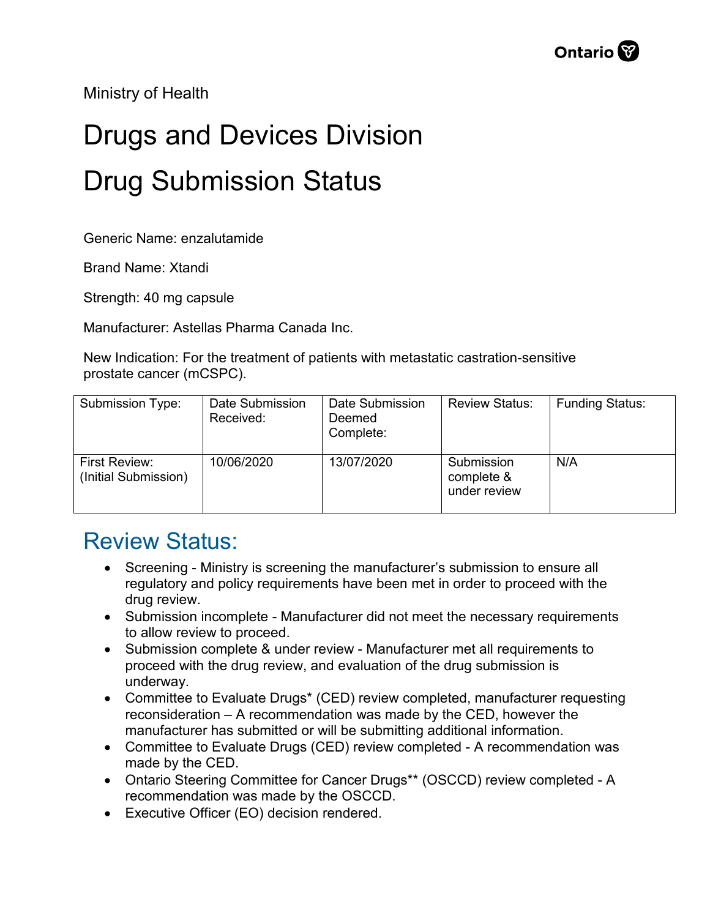Ministry of Health

# Drugs and Devices Division

# Drug Submission Status

Generic Name: enzalutamide

Brand Name: Xtandi

Strength: 40 mg capsule

Manufacturer: Astellas Pharma Canada Inc.

New Indication: For the treatment of patients with metastatic castration-sensitive prostate cancer (mCSPC).

| Submission Type: | Date Submission Received: | Date Submission Deemed Complete: | Review Status: | Funding Status: |
|---|---|---|---|---|
| First Review: (Initial Submission) | 10/06/2020 | 13/07/2020 | Submission complete & under review | N/A |

## Review Status:

- Screening - Ministry is screening the manufacturer's submission to ensure all regulatory and policy requirements have been met in order to proceed with the drug review.
- Submission incomplete - Manufacturer did not meet the necessary requirements to allow review to proceed.
- Submission complete & under review - Manufacturer met all requirements to proceed with the drug review, and evaluation of the drug submission is underway.
- Committee to Evaluate Drugs* (CED) review completed, manufacturer requesting reconsideration – A recommendation was made by the CED, however the manufacturer has submitted or will be submitting additional information.
- Committee to Evaluate Drugs (CED) review completed - A recommendation was made by the CED.
- Ontario Steering Committee for Cancer Drugs** (OSCCD) review completed - A recommendation was made by the OSCCD.
- Executive Officer (EO) decision rendered.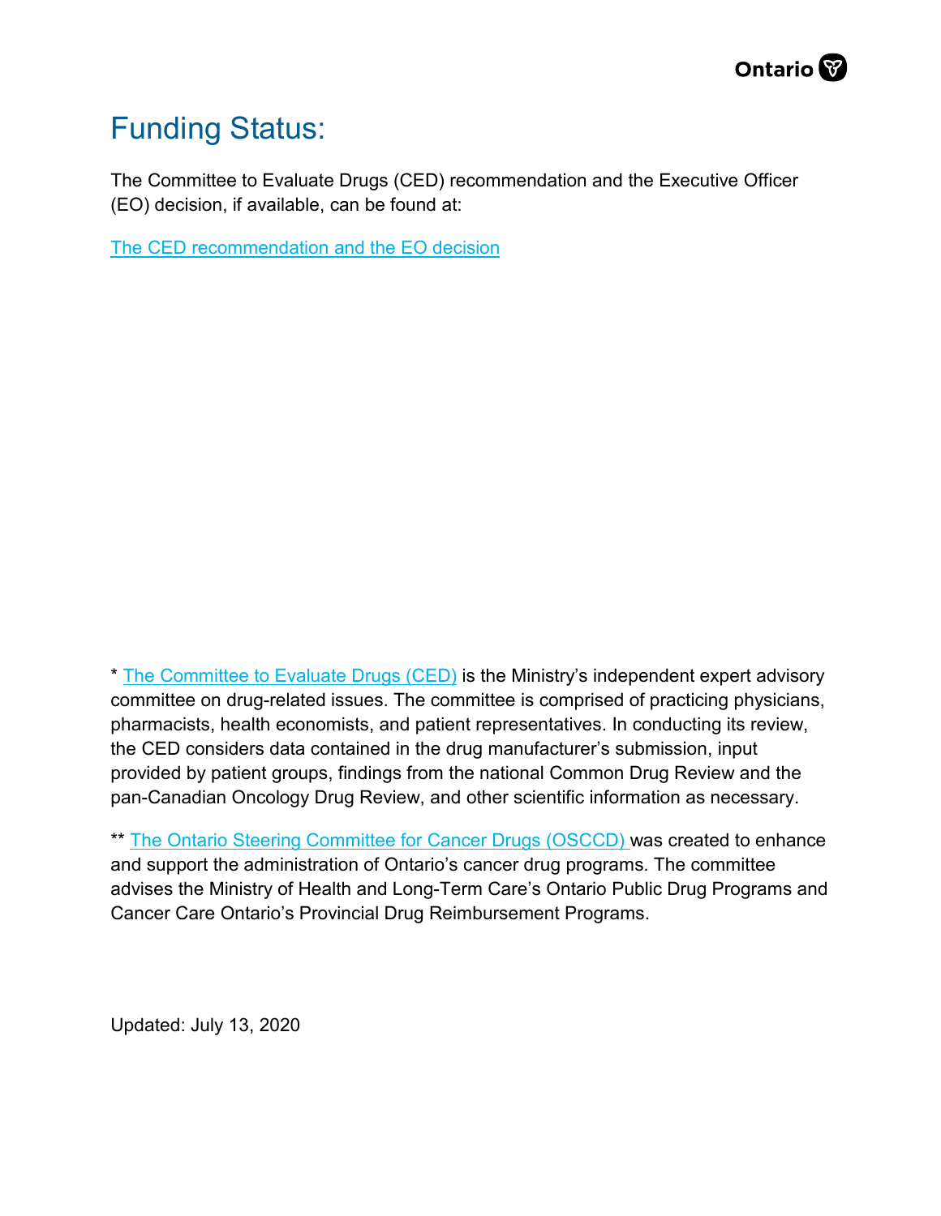# Funding Status:

The Committee to Evaluate Drugs (CED) recommendation and the Executive Officer (EO) decision, if available, can be found at:

The CED recommendation and the EO decision

* The Committee to Evaluate Drugs (CED) is the Ministry's independent expert advisory committee on drug-related issues. The committee is comprised of practicing physicians, pharmacists, health economists, and patient representatives. In conducting its review, the CED considers data contained in the drug manufacturer's submission, input provided by patient groups, findings from the national Common Drug Review and the pan-Canadian Oncology Drug Review, and other scientific information as necessary.

** The Ontario Steering Committee for Cancer Drugs (OSCCD) was created to enhance and support the administration of Ontario's cancer drug programs. The committee advises the Ministry of Health and Long-Term Care's Ontario Public Drug Programs and Cancer Care Ontario's Provincial Drug Reimbursement Programs.

Updated: July 13, 2020